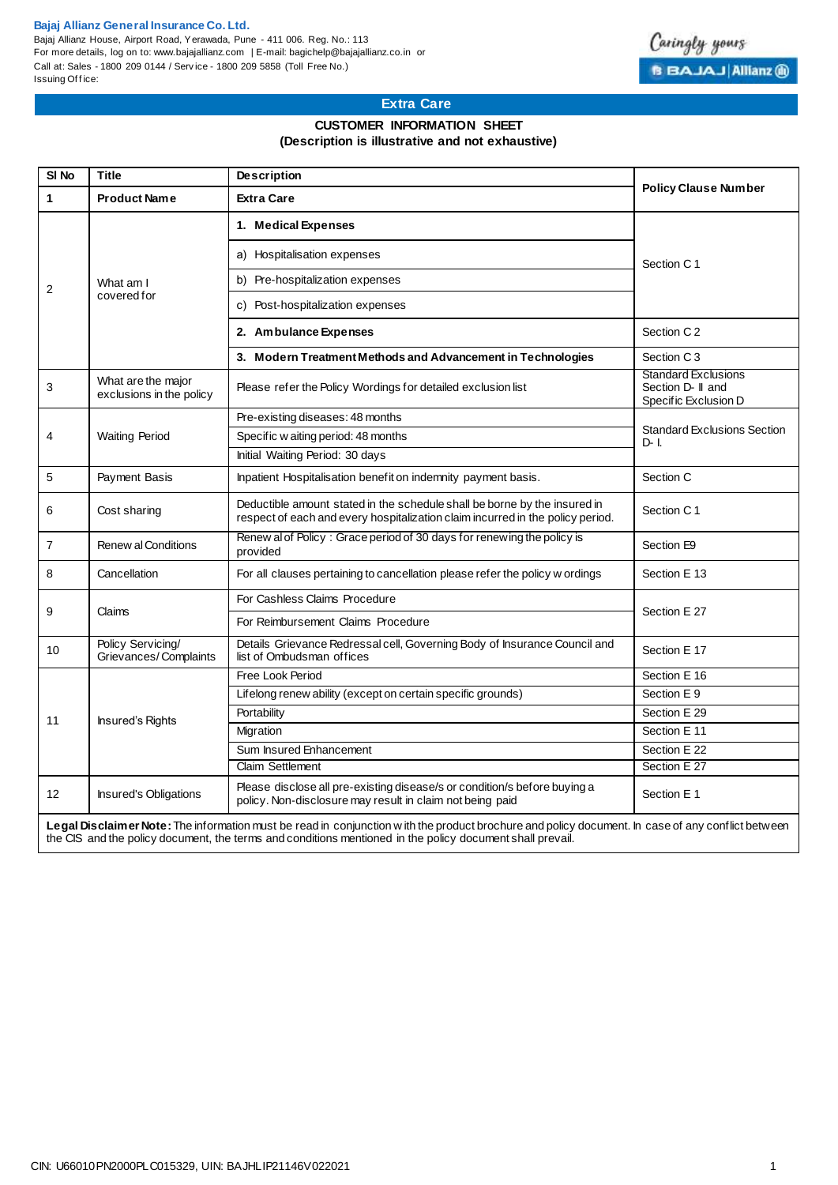**Bajaj Allianz General Insurance Co. Ltd.**
Bajaj Allianz House, Airport Road, Yerawada, Pune - 411 006. Reg. No.: 113
For more details, log on to: www.bajajallianz.com | E-mail: bagichelp@bajajallianz.co.in or
Call at: Sales - 1800 209 0144 / Service - 1800 209 5858 (Toll Free No.)
Issuing Office:

Caringly yours
BAJAJ | Allianz

## Extra Care

### CUSTOMER INFORMATION SHEET
**(Description is illustrative and not exhaustive)**

| Sl No | Title | Description | Policy Clause Number |
|---|---|---|---|
| **1** | **Product Name** | **Extra Care** | |
| 2 | What am I covered for | **1. Medical Expenses** | Section C 1 |
| | | a) Hospitalisation expenses | |
| | | b) Pre-hospitalization expenses | |
| | | c) Post-hospitalization expenses | |
| | | **2. Ambulance Expenses** | Section C 2 |
| | | **3. Modern Treatment Methods and Advancement in Technologies** | Section C 3 |
| 3 | What are the major exclusions in the policy | Please refer the Policy Wordings for detailed exclusion list | Standard Exclusions Section D- II and Specific Exclusion D |
| 4 | Waiting Period | Pre-existing diseases: 48 months | Standard Exclusions Section D- I. |
| | | Specific waiting period: 48 months | |
| | | Initial Waiting Period: 30 days | |
| 5 | Payment Basis | Inpatient Hospitalisation benefit on indemnity payment basis. | Section C |
| 6 | Cost sharing | Deductible amount stated in the schedule shall be borne by the insured in respect of each and every hospitalization claim incurred in the policy period. | Section C 1 |
| 7 | Renewal Conditions | Renewal of Policy : Grace period of 30 days for renewing the policy is provided | Section E9 |
| 8 | Cancellation | For all clauses pertaining to cancellation please refer the policy wordings | Section E 13 |
| 9 | Claims | For Cashless Claims Procedure | Section E 27 |
| | | For Reimbursement Claims Procedure | |
| 10 | Policy Servicing/ Grievances/ Complaints | Details Grievance Redressal cell, Governing Body of Insurance Council and list of Ombudsman offices | Section E 17 |
| 11 | Insured's Rights | Free Look Period | Section E 16 |
| | | Lifelong renewability (except on certain specific grounds) | Section E 9 |
| | | Portability | Section E 29 |
| | | Migration | Section E 11 |
| | | Sum Insured Enhancement | Section E 22 |
| | | Claim Settlement | Section E 27 |
| 12 | Insured's Obligations | Please disclose all pre-existing disease/s or condition/s before buying a policy. Non-disclosure may result in claim not being paid | Section E 1 |

**Legal Disclaimer Note:** The information must be read in conjunction with the product brochure and policy document. In case of any conflict between the CIS and the policy document, the terms and conditions mentioned in the policy document shall prevail.

CIN: U66010PN2000PLC015329, UIN: BAJHLIP21146V022021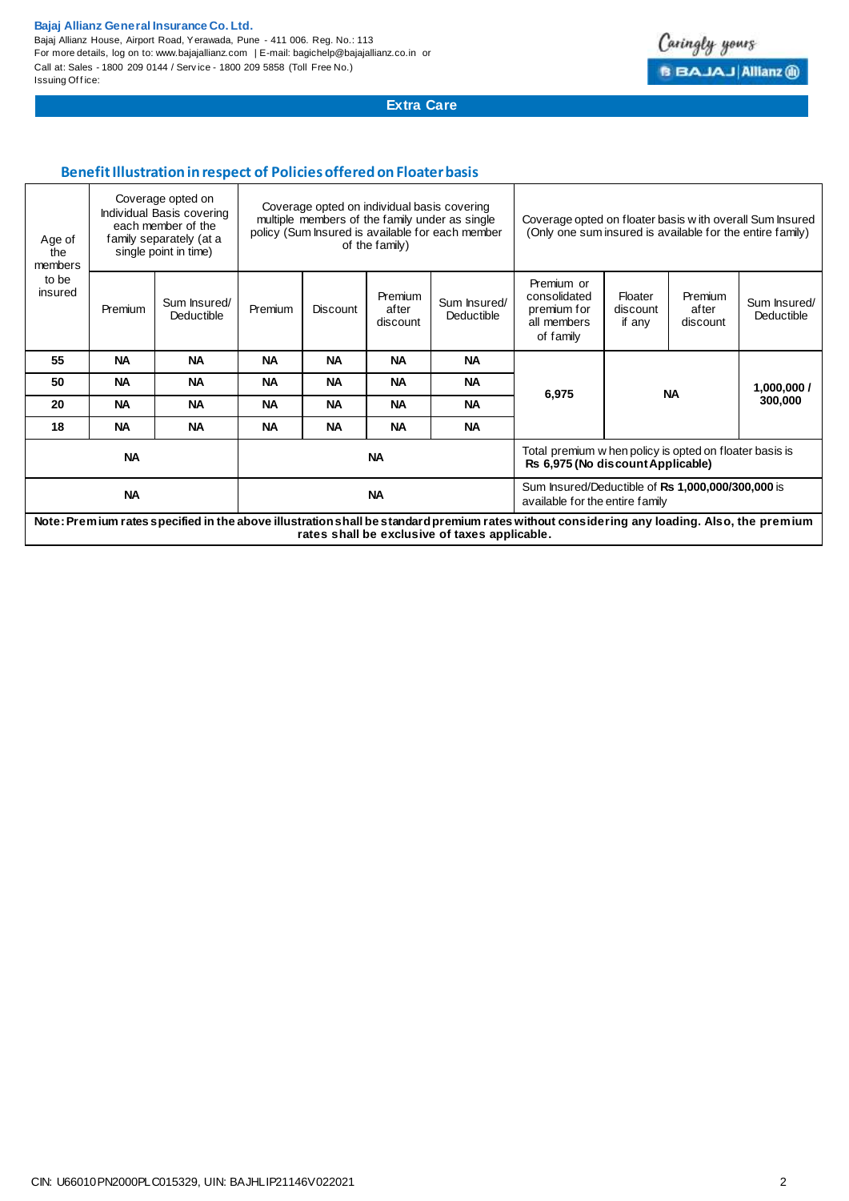**Bajaj Allianz General Insurance Co. Ltd.**
Bajaj Allianz House, Airport Road, Yerawada, Pune - 411 006. Reg. No.: 113
For more details, log on to: www.bajajallianz.com | E-mail: bagichelp@bajajallianz.co.in or
Call at: Sales - 1800 209 0144 / Service - 1800 209 5858 (Toll Free No.)
Issuing Office:

Caringly yours
BAJAJ Allianz

**Extra Care**

## Benefit Illustration in respect of Policies offered on Floater basis

| Age of the members to be insured | Coverage opted on Individual Basis covering each member of the family separately (at a single point in time) | | Coverage opted on individual basis covering multiple members of the family under as single policy (Sum Insured is available for each member of the family) | | | | Coverage opted on floater basis with overall Sum Insured (Only one sum insured is available for the entire family) | | | |
|---|---|---|---|---|---|---|---|---|---|---|
| | Premium | Sum Insured/ Deductible | Premium | Discount | Premium after discount | Sum Insured/ Deductible | Premium or consolidated premium for all members of family | Floater discount if any | Premium after discount | Sum Insured/ Deductible |
| **55** | **NA** | **NA** | **NA** | **NA** | **NA** | **NA** | **6,975** | **NA** | | **1,000,000 / 300,000** |
| **50** | **NA** | **NA** | **NA** | **NA** | **NA** | **NA** | | | | |
| **20** | **NA** | **NA** | **NA** | **NA** | **NA** | **NA** | | | | |
| **18** | **NA** | **NA** | **NA** | **NA** | **NA** | **NA** | | | | |
| **NA** | | | **NA** | | | | Total premium when policy is opted on floater basis is **Rs 6,975 (No discount Applicable)** | | | |
| **NA** | | | **NA** | | | | Sum Insured/Deductible of **Rs 1,000,000/300,000** is available for the entire family | | | |

**Note: Premium rates specified in the above illustration shall be standard premium rates without considering any loading. Also, the premium rates shall be exclusive of taxes applicable.**

CIN: U66010PN2000PLC015329, UIN: BAJHLIP21146V022021